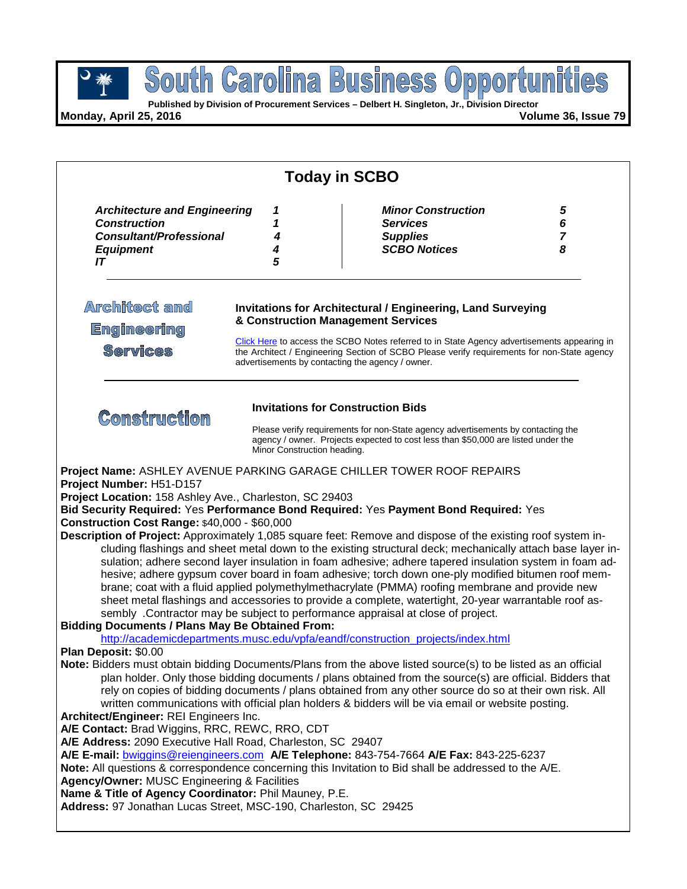# South Carolina Business Opportunities

**Published by Division of Procurement Services – Delbert H. Singleton, Jr., Division Director**

**Monday, April 25, 2016** **Volume 36, Issue 79**

## Today in SCBO

| Section | Page | Section | Page |
|---|---|---|---|
| *Architecture and Engineering* | *1* | *Minor Construction* | *5* |
| *Construction* | *1* | *Services* | *6* |
| *Consultant/Professional* | *4* | *Supplies* | *7* |
| *Equipment* | *4* | *SCBO Notices* | *8* |
| *IT* | *5* | | |

## Architect and Engineering Services

### Invitations for Architectural / Engineering, Land Surveying & Construction Management Services

Click Here to access the SCBO Notes referred to in State Agency advertisements appearing in the Architect / Engineering Section of SCBO Please verify requirements for non-State agency advertisements by contacting the agency / owner.

## Construction

### Invitations for Construction Bids

Please verify requirements for non-State agency advertisements by contacting the agency / owner. Projects expected to cost less than $50,000 are listed under the Minor Construction heading.

**Project Name:** ASHLEY AVENUE PARKING GARAGE CHILLER TOWER ROOF REPAIRS
**Project Number:** H51-D157
**Project Location:** 158 Ashley Ave., Charleston, SC 29403
**Bid Security Required:** Yes **Performance Bond Required:** Yes **Payment Bond Required:** Yes
**Construction Cost Range:** $40,000 - $60,000
**Description of Project:** Approximately 1,085 square feet: Remove and dispose of the existing roof system including flashings and sheet metal down to the existing structural deck; mechanically attach base layer insulation; adhere second layer insulation in foam adhesive; adhere tapered insulation system in foam adhesive; adhere gypsum cover board in foam adhesive; torch down one-ply modified bitumen roof membrane; coat with a fluid applied polymethylmethacrylate (PMMA) roofing membrane and provide new sheet metal flashings and accessories to provide a complete, watertight, 20-year warrantable roof assembly .Contractor may be subject to performance appraisal at close of project.
**Bidding Documents / Plans May Be Obtained From:**
http://academicdepartments.musc.edu/vpfa/eandf/construction_projects/index.html
**Plan Deposit:** $0.00
**Note:** Bidders must obtain bidding Documents/Plans from the above listed source(s) to be listed as an official plan holder. Only those bidding documents / plans obtained from the source(s) are official. Bidders that rely on copies of bidding documents / plans obtained from any other source do so at their own risk. All written communications with official plan holders & bidders will be via email or website posting.
**Architect/Engineer:** REI Engineers Inc.
**A/E Contact:** Brad Wiggins, RRC, REWC, RRO, CDT
**A/E Address:** 2090 Executive Hall Road, Charleston, SC 29407
**A/E E-mail:** bwiggins@reiengineers.com **A/E Telephone:** 843-754-7664 **A/E Fax:** 843-225-6237
**Note:** All questions & correspondence concerning this Invitation to Bid shall be addressed to the A/E.
**Agency/Owner:** MUSC Engineering & Facilities
**Name & Title of Agency Coordinator:** Phil Mauney, P.E.
**Address:** 97 Jonathan Lucas Street, MSC-190, Charleston, SC 29425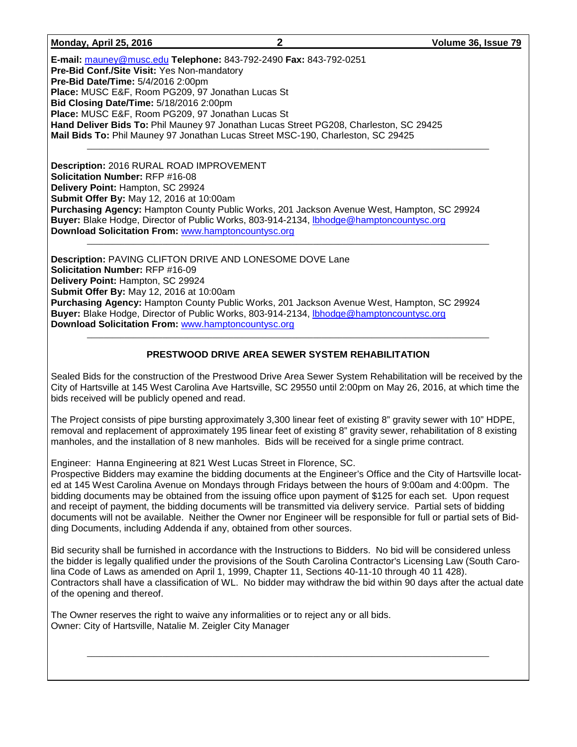**E-mail:** mauney@musc.edu **Telephone:** 843-792-2490 **Fax:** 843-792-0251
**Pre-Bid Conf./Site Visit:** Yes Non-mandatory
**Pre-Bid Date/Time:** 5/4/2016 2:00pm
**Place:** MUSC E&F, Room PG209, 97 Jonathan Lucas St
**Bid Closing Date/Time:** 5/18/2016 2:00pm
**Place:** MUSC E&F, Room PG209, 97 Jonathan Lucas St
**Hand Deliver Bids To:** Phil Mauney 97 Jonathan Lucas Street PG208, Charleston, SC 29425
**Mail Bids To:** Phil Mauney 97 Jonathan Lucas Street MSC-190, Charleston, SC 29425

---

**Description:** 2016 RURAL ROAD IMPROVEMENT
**Solicitation Number:** RFP #16-08
**Delivery Point:** Hampton, SC 29924
**Submit Offer By:** May 12, 2016 at 10:00am
**Purchasing Agency:** Hampton County Public Works, 201 Jackson Avenue West, Hampton, SC 29924
**Buyer:** Blake Hodge, Director of Public Works, 803-914-2134, lbhodge@hamptoncountysc.org
**Download Solicitation From:** www.hamptoncountysc.org

---

**Description:** PAVING CLIFTON DRIVE AND LONESOME DOVE Lane
**Solicitation Number:** RFP #16-09
**Delivery Point:** Hampton, SC 29924
**Submit Offer By:** May 12, 2016 at 10:00am
**Purchasing Agency:** Hampton County Public Works, 201 Jackson Avenue West, Hampton, SC 29924
**Buyer:** Blake Hodge, Director of Public Works, 803-914-2134, lbhodge@hamptoncountysc.org
**Download Solicitation From:** www.hamptoncountysc.org

---

## PRESTWOOD DRIVE AREA SEWER SYSTEM REHABILITATION

Sealed Bids for the construction of the Prestwood Drive Area Sewer System Rehabilitation will be received by the City of Hartsville at 145 West Carolina Ave Hartsville, SC 29550 until 2:00pm on May 26, 2016, at which time the bids received will be publicly opened and read.

The Project consists of pipe bursting approximately 3,300 linear feet of existing 8" gravity sewer with 10" HDPE, removal and replacement of approximately 195 linear feet of existing 8" gravity sewer, rehabilitation of 8 existing manholes, and the installation of 8 new manholes. Bids will be received for a single prime contract.

Engineer: Hanna Engineering at 821 West Lucas Street in Florence, SC.
Prospective Bidders may examine the bidding documents at the Engineer's Office and the City of Hartsville located at 145 West Carolina Avenue on Mondays through Fridays between the hours of 9:00am and 4:00pm. The bidding documents may be obtained from the issuing office upon payment of $125 for each set. Upon request and receipt of payment, the bidding documents will be transmitted via delivery service. Partial sets of bidding documents will not be available. Neither the Owner nor Engineer will be responsible for full or partial sets of Bidding Documents, including Addenda if any, obtained from other sources.

Bid security shall be furnished in accordance with the Instructions to Bidders. No bid will be considered unless the bidder is legally qualified under the provisions of the South Carolina Contractor's Licensing Law (South Carolina Code of Laws as amended on April 1, 1999, Chapter 11, Sections 40-11-10 through 40 11 428). Contractors shall have a classification of WL. No bidder may withdraw the bid within 90 days after the actual date of the opening and thereof.

The Owner reserves the right to waive any informalities or to reject any or all bids.
Owner: City of Hartsville, Natalie M. Zeigler City Manager

---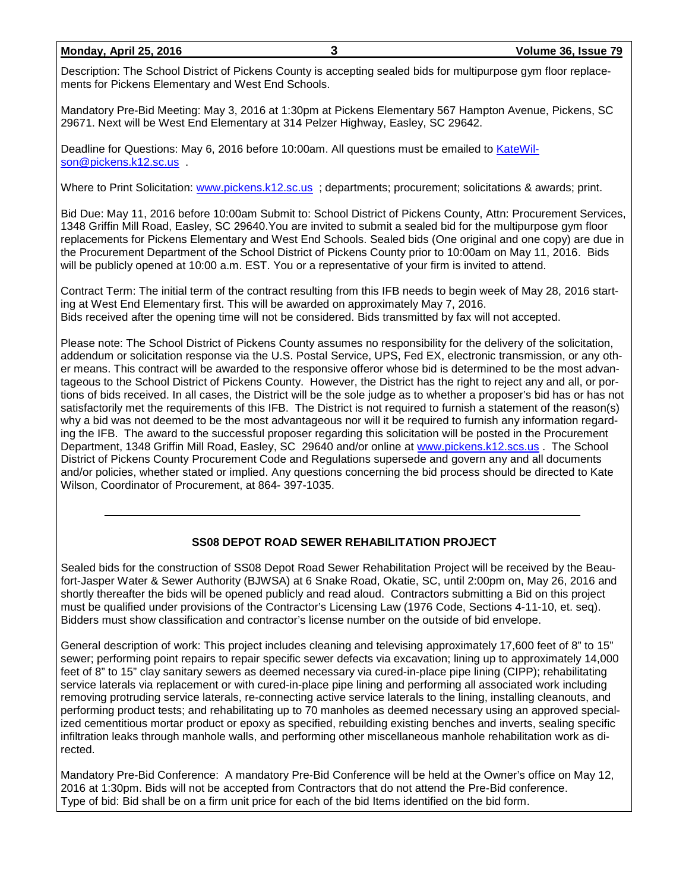Description: The School District of Pickens County is accepting sealed bids for multipurpose gym floor replacements for Pickens Elementary and West End Schools.

Mandatory Pre-Bid Meeting: May 3, 2016 at 1:30pm at Pickens Elementary 567 Hampton Avenue, Pickens, SC 29671. Next will be West End Elementary at 314 Pelzer Highway, Easley, SC 29642.

Deadline for Questions: May 6, 2016 before 10:00am. All questions must be emailed to KateWilson@pickens.k12.sc.us .

Where to Print Solicitation: www.pickens.k12.sc.us ; departments; procurement; solicitations & awards; print.

Bid Due: May 11, 2016 before 10:00am Submit to: School District of Pickens County, Attn: Procurement Services, 1348 Griffin Mill Road, Easley, SC 29640.You are invited to submit a sealed bid for the multipurpose gym floor replacements for Pickens Elementary and West End Schools. Sealed bids (One original and one copy) are due in the Procurement Department of the School District of Pickens County prior to 10:00am on May 11, 2016. Bids will be publicly opened at 10:00 a.m. EST. You or a representative of your firm is invited to attend.

Contract Term: The initial term of the contract resulting from this IFB needs to begin week of May 28, 2016 starting at West End Elementary first. This will be awarded on approximately May 7, 2016.
Bids received after the opening time will not be considered. Bids transmitted by fax will not accepted.

Please note: The School District of Pickens County assumes no responsibility for the delivery of the solicitation, addendum or solicitation response via the U.S. Postal Service, UPS, Fed EX, electronic transmission, or any other means. This contract will be awarded to the responsive offeror whose bid is determined to be the most advantageous to the School District of Pickens County. However, the District has the right to reject any and all, or portions of bids received. In all cases, the District will be the sole judge as to whether a proposer's bid has or has not satisfactorily met the requirements of this IFB. The District is not required to furnish a statement of the reason(s) why a bid was not deemed to be the most advantageous nor will it be required to furnish any information regarding the IFB. The award to the successful proposer regarding this solicitation will be posted in the Procurement Department, 1348 Griffin Mill Road, Easley, SC 29640 and/or online at www.pickens.k12.scs.us . The School District of Pickens County Procurement Code and Regulations supersede and govern any and all documents and/or policies, whether stated or implied. Any questions concerning the bid process should be directed to Kate Wilson, Coordinator of Procurement, at 864- 397-1035.

---

### SS08 DEPOT ROAD SEWER REHABILITATION PROJECT

Sealed bids for the construction of SS08 Depot Road Sewer Rehabilitation Project will be received by the Beaufort-Jasper Water & Sewer Authority (BJWSA) at 6 Snake Road, Okatie, SC, until 2:00pm on, May 26, 2016 and shortly thereafter the bids will be opened publicly and read aloud. Contractors submitting a Bid on this project must be qualified under provisions of the Contractor's Licensing Law (1976 Code, Sections 4-11-10, et. seq). Bidders must show classification and contractor's license number on the outside of bid envelope.

General description of work: This project includes cleaning and televising approximately 17,600 feet of 8" to 15" sewer; performing point repairs to repair specific sewer defects via excavation; lining up to approximately 14,000 feet of 8" to 15" clay sanitary sewers as deemed necessary via cured-in-place pipe lining (CIPP); rehabilitating service laterals via replacement or with cured-in-place pipe lining and performing all associated work including removing protruding service laterals, re-connecting active service laterals to the lining, installing cleanouts, and performing product tests; and rehabilitating up to 70 manholes as deemed necessary using an approved specialized cementitious mortar product or epoxy as specified, rebuilding existing benches and inverts, sealing specific infiltration leaks through manhole walls, and performing other miscellaneous manhole rehabilitation work as directed.

Mandatory Pre-Bid Conference: A mandatory Pre-Bid Conference will be held at the Owner's office on May 12, 2016 at 1:30pm. Bids will not be accepted from Contractors that do not attend the Pre-Bid conference.
Type of bid: Bid shall be on a firm unit price for each of the bid Items identified on the bid form.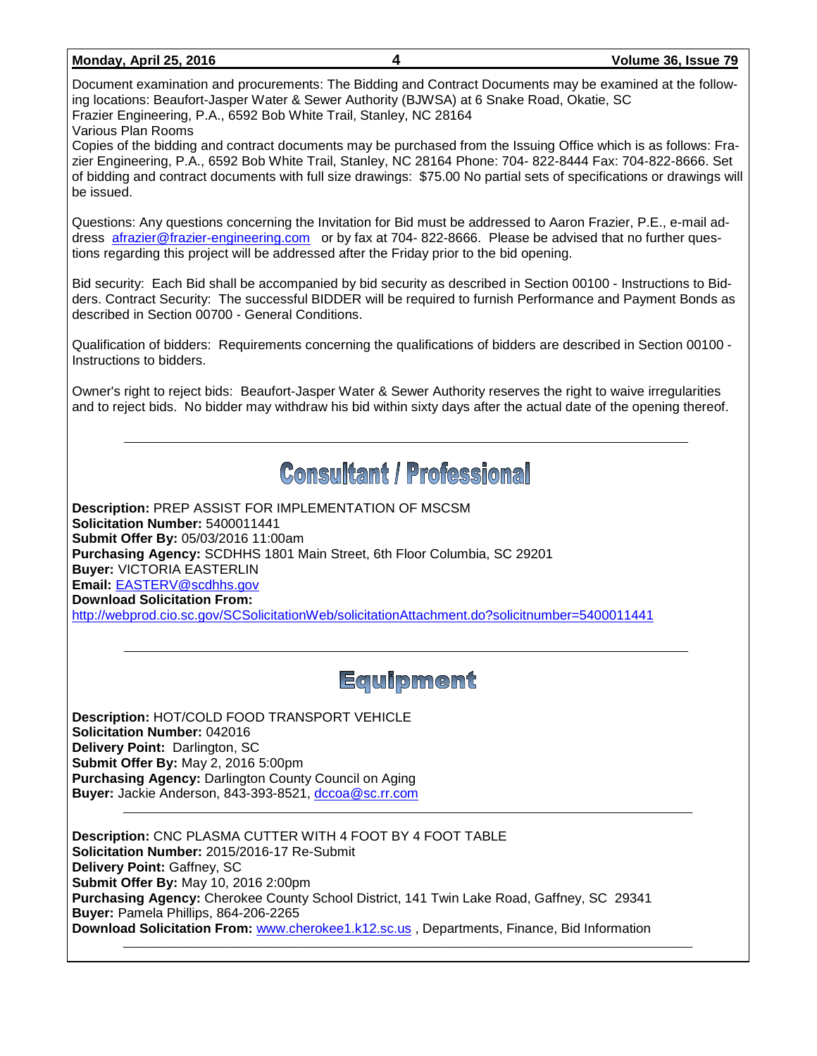Document examination and procurements: The Bidding and Contract Documents may be examined at the following locations: Beaufort-Jasper Water & Sewer Authority (BJWSA) at 6 Snake Road, Okatie, SC
Frazier Engineering, P.A., 6592 Bob White Trail, Stanley, NC 28164
Various Plan Rooms
Copies of the bidding and contract documents may be purchased from the Issuing Office which is as follows: Frazier Engineering, P.A., 6592 Bob White Trail, Stanley, NC 28164 Phone: 704- 822-8444 Fax: 704-822-8666. Set of bidding and contract documents with full size drawings: $75.00 No partial sets of specifications or drawings will be issued.

Questions: Any questions concerning the Invitation for Bid must be addressed to Aaron Frazier, P.E., e-mail address afrazier@frazier-engineering.com or by fax at 704- 822-8666. Please be advised that no further questions regarding this project will be addressed after the Friday prior to the bid opening.

Bid security: Each Bid shall be accompanied by bid security as described in Section 00100 - Instructions to Bidders. Contract Security: The successful BIDDER will be required to furnish Performance and Payment Bonds as described in Section 00700 - General Conditions.

Qualification of bidders: Requirements concerning the qualifications of bidders are described in Section 00100 - Instructions to bidders.

Owner's right to reject bids: Beaufort-Jasper Water & Sewer Authority reserves the right to waive irregularities and to reject bids. No bidder may withdraw his bid within sixty days after the actual date of the opening thereof.

---

# Consultant / Professional

**Description:** PREP ASSIST FOR IMPLEMENTATION OF MSCSM
**Solicitation Number:** 5400011441
**Submit Offer By:** 05/03/2016 11:00am
**Purchasing Agency:** SCDHHS 1801 Main Street, 6th Floor Columbia, SC 29201
**Buyer:** VICTORIA EASTERLIN
**Email:** EASTERV@scdhhs.gov
**Download Solicitation From:**
http://webprod.cio.sc.gov/SCSolicitationWeb/solicitationAttachment.do?solicitnumber=5400011441

---

# Equipment

**Description:** HOT/COLD FOOD TRANSPORT VEHICLE
**Solicitation Number:** 042016
**Delivery Point:** Darlington, SC
**Submit Offer By:** May 2, 2016 5:00pm
**Purchasing Agency:** Darlington County Council on Aging
**Buyer:** Jackie Anderson, 843-393-8521, dccoa@sc.rr.com

---

**Description:** CNC PLASMA CUTTER WITH 4 FOOT BY 4 FOOT TABLE
**Solicitation Number:** 2015/2016-17 Re-Submit
**Delivery Point:** Gaffney, SC
**Submit Offer By:** May 10, 2016 2:00pm
**Purchasing Agency:** Cherokee County School District, 141 Twin Lake Road, Gaffney, SC 29341
**Buyer:** Pamela Phillips, 864-206-2265
**Download Solicitation From:** www.cherokee1.k12.sc.us , Departments, Finance, Bid Information

---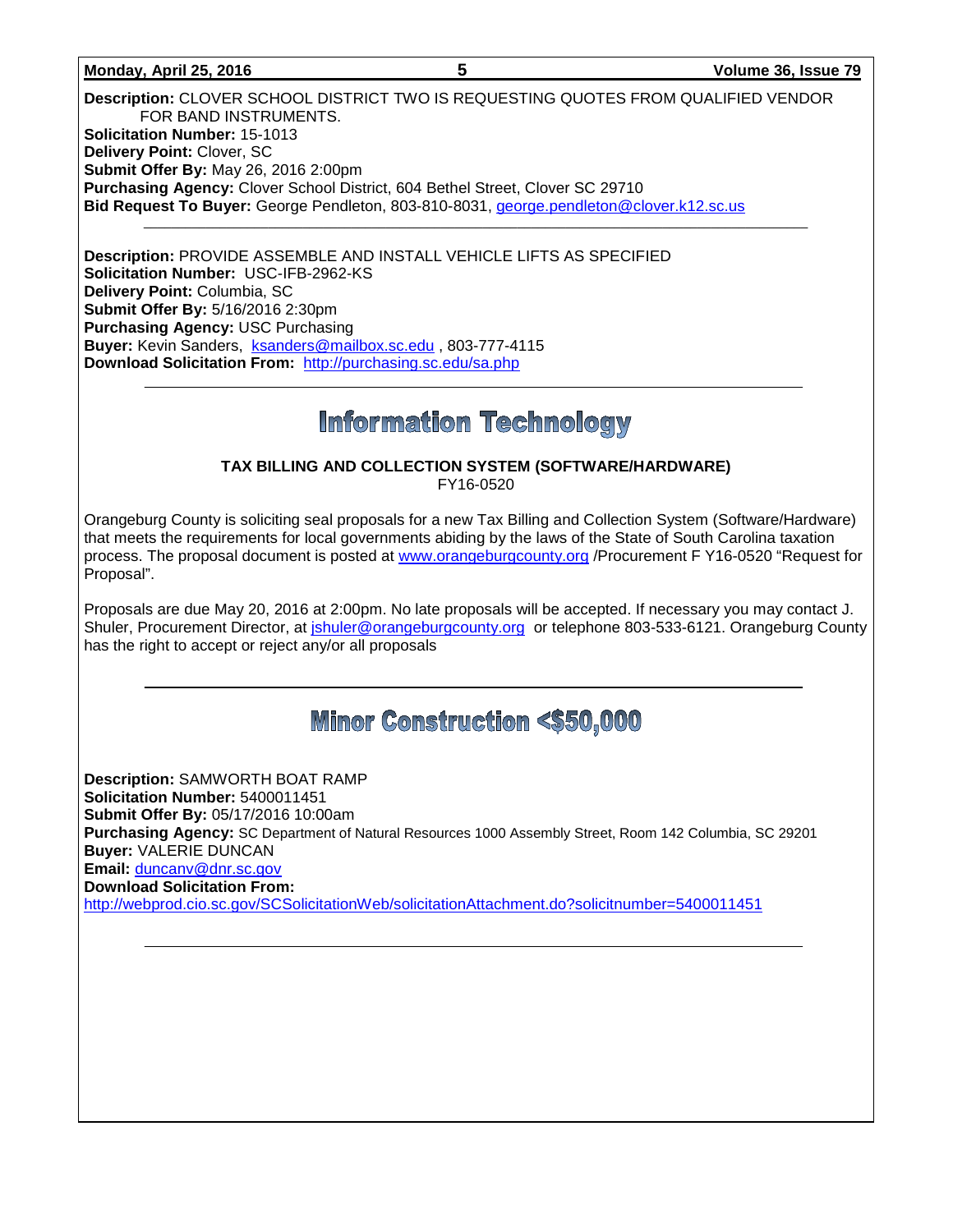**Description:** CLOVER SCHOOL DISTRICT TWO IS REQUESTING QUOTES FROM QUALIFIED VENDOR FOR BAND INSTRUMENTS.
**Solicitation Number:** 15-1013
**Delivery Point:** Clover, SC
**Submit Offer By:** May 26, 2016 2:00pm
**Purchasing Agency:** Clover School District, 604 Bethel Street, Clover SC 29710
**Bid Request To Buyer:** George Pendleton, 803-810-8031, george.pendleton@clover.k12.sc.us

---

**Description:** PROVIDE ASSEMBLE AND INSTALL VEHICLE LIFTS AS SPECIFIED
**Solicitation Number:** USC-IFB-2962-KS
**Delivery Point:** Columbia, SC
**Submit Offer By:** 5/16/2016 2:30pm
**Purchasing Agency:** USC Purchasing
**Buyer:** Kevin Sanders, ksanders@mailbox.sc.edu , 803-777-4115
**Download Solicitation From:** http://purchasing.sc.edu/sa.php

---

# Information Technology

**TAX BILLING AND COLLECTION SYSTEM (SOFTWARE/HARDWARE)**
FY16-0520

Orangeburg County is soliciting seal proposals for a new Tax Billing and Collection System (Software/Hardware) that meets the requirements for local governments abiding by the laws of the State of South Carolina taxation process. The proposal document is posted at www.orangeburgcounty.org /Procurement F Y16-0520 "Request for Proposal".

Proposals are due May 20, 2016 at 2:00pm. No late proposals will be accepted. If necessary you may contact J. Shuler, Procurement Director, at jshuler@orangeburgcounty.org or telephone 803-533-6121. Orangeburg County has the right to accept or reject any/or all proposals

---

# Minor Construction <$50,000

**Description:** SAMWORTH BOAT RAMP
**Solicitation Number:** 5400011451
**Submit Offer By:** 05/17/2016 10:00am
**Purchasing Agency:** SC Department of Natural Resources 1000 Assembly Street, Room 142 Columbia, SC 29201
**Buyer:** VALERIE DUNCAN
**Email:** duncanv@dnr.sc.gov
**Download Solicitation From:**
http://webprod.cio.sc.gov/SCSolicitationWeb/solicitationAttachment.do?solicitnumber=5400011451

---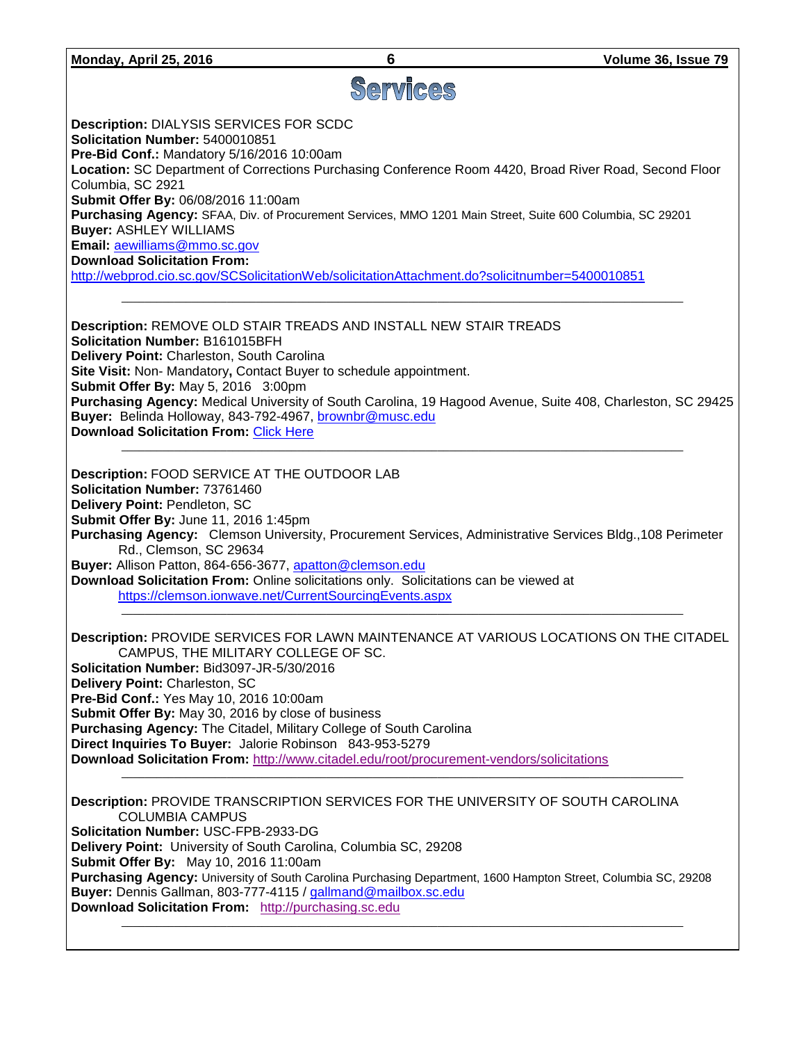# Services

**Description:** DIALYSIS SERVICES FOR SCDC
**Solicitation Number:** 5400010851
**Pre-Bid Conf.:** Mandatory 5/16/2016 10:00am
**Location:** SC Department of Corrections Purchasing Conference Room 4420, Broad River Road, Second Floor Columbia, SC 2921
**Submit Offer By:** 06/08/2016 11:00am
**Purchasing Agency:** SFAA, Div. of Procurement Services, MMO 1201 Main Street, Suite 600 Columbia, SC 29201
**Buyer:** ASHLEY WILLIAMS
**Email:** aewilliams@mmo.sc.gov
**Download Solicitation From:**
http://webprod.cio.sc.gov/SCSolicitationWeb/solicitationAttachment.do?solicitnumber=5400010851

---

**Description:** REMOVE OLD STAIR TREADS AND INSTALL NEW STAIR TREADS
**Solicitation Number:** B161015BFH
**Delivery Point:** Charleston, South Carolina
**Site Visit:** Non- Mandatory**,** Contact Buyer to schedule appointment.
**Submit Offer By:** May 5, 2016 3:00pm
**Purchasing Agency:** Medical University of South Carolina, 19 Hagood Avenue, Suite 408, Charleston, SC 29425
**Buyer:** Belinda Holloway, 843-792-4967, brownbr@musc.edu
**Download Solicitation From:** Click Here

---

**Description:** FOOD SERVICE AT THE OUTDOOR LAB
**Solicitation Number:** 73761460
**Delivery Point:** Pendleton, SC
**Submit Offer By:** June 11, 2016 1:45pm
**Purchasing Agency:** Clemson University, Procurement Services, Administrative Services Bldg.,108 Perimeter Rd., Clemson, SC 29634
**Buyer:** Allison Patton, 864-656-3677, apatton@clemson.edu
**Download Solicitation From:** Online solicitations only. Solicitations can be viewed at https://clemson.ionwave.net/CurrentSourcingEvents.aspx

---

**Description:** PROVIDE SERVICES FOR LAWN MAINTENANCE AT VARIOUS LOCATIONS ON THE CITADEL CAMPUS, THE MILITARY COLLEGE OF SC.
**Solicitation Number:** Bid3097-JR-5/30/2016
**Delivery Point:** Charleston, SC
**Pre-Bid Conf.:** Yes May 10, 2016 10:00am
**Submit Offer By:** May 30, 2016 by close of business
**Purchasing Agency:** The Citadel, Military College of South Carolina
**Direct Inquiries To Buyer:** Jalorie Robinson 843-953-5279
**Download Solicitation From:** http://www.citadel.edu/root/procurement-vendors/solicitations

---

**Description:** PROVIDE TRANSCRIPTION SERVICES FOR THE UNIVERSITY OF SOUTH CAROLINA COLUMBIA CAMPUS
**Solicitation Number:** USC-FPB-2933-DG
**Delivery Point:** University of South Carolina, Columbia SC, 29208
**Submit Offer By:** May 10, 2016 11:00am
**Purchasing Agency:** University of South Carolina Purchasing Department, 1600 Hampton Street, Columbia SC, 29208
**Buyer:** Dennis Gallman, 803-777-4115 / gallmand@mailbox.sc.edu
**Download Solicitation From:** http://purchasing.sc.edu

---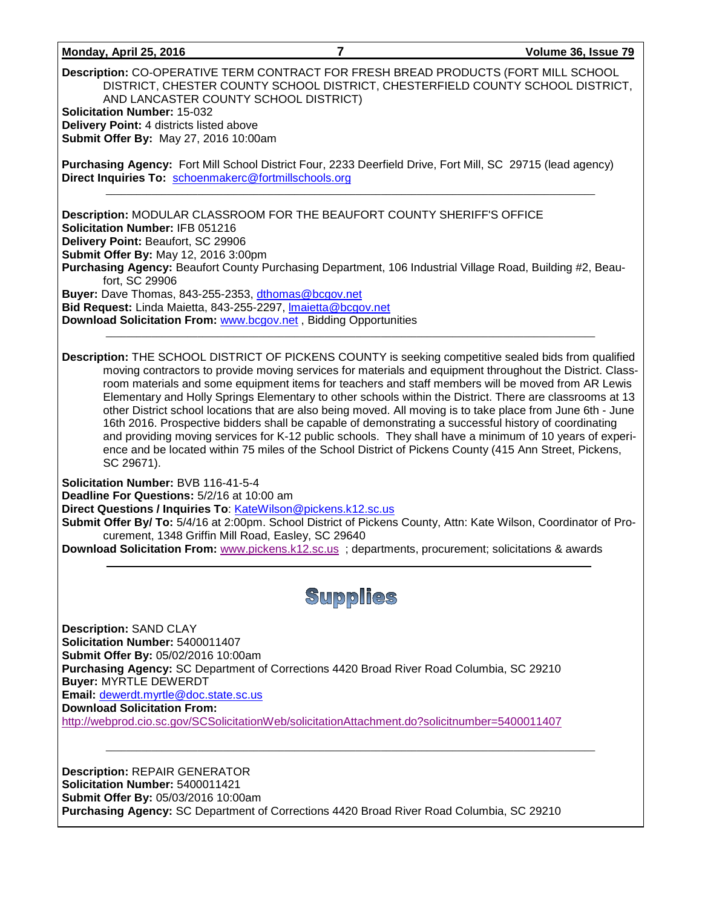**Description:** CO-OPERATIVE TERM CONTRACT FOR FRESH BREAD PRODUCTS (FORT MILL SCHOOL DISTRICT, CHESTER COUNTY SCHOOL DISTRICT, CHESTERFIELD COUNTY SCHOOL DISTRICT, AND LANCASTER COUNTY SCHOOL DISTRICT)
**Solicitation Number:** 15-032
**Delivery Point:** 4 districts listed above
**Submit Offer By:** May 27, 2016 10:00am

**Purchasing Agency:** Fort Mill School District Four, 2233 Deerfield Drive, Fort Mill, SC 29715 (lead agency)
**Direct Inquiries To:** schoenmakerc@fortmillschools.org

---

**Description:** MODULAR CLASSROOM FOR THE BEAUFORT COUNTY SHERIFF'S OFFICE
**Solicitation Number:** IFB 051216
**Delivery Point:** Beaufort, SC 29906
**Submit Offer By:** May 12, 2016 3:00pm
**Purchasing Agency:** Beaufort County Purchasing Department, 106 Industrial Village Road, Building #2, Beaufort, SC 29906
**Buyer:** Dave Thomas, 843-255-2353, dthomas@bcgov.net
**Bid Request:** Linda Maietta, 843-255-2297, lmaietta@bcgov.net
**Download Solicitation From:** www.bcgov.net , Bidding Opportunities

---

**Description:** THE SCHOOL DISTRICT OF PICKENS COUNTY is seeking competitive sealed bids from qualified moving contractors to provide moving services for materials and equipment throughout the District. Classroom materials and some equipment items for teachers and staff members will be moved from AR Lewis Elementary and Holly Springs Elementary to other schools within the District. There are classrooms at 13 other District school locations that are also being moved. All moving is to take place from June 6th - June 16th 2016. Prospective bidders shall be capable of demonstrating a successful history of coordinating and providing moving services for K-12 public schools. They shall have a minimum of 10 years of experience and be located within 75 miles of the School District of Pickens County (415 Ann Street, Pickens, SC 29671).

**Solicitation Number:** BVB 116-41-5-4
**Deadline For Questions:** 5/2/16 at 10:00 am
**Direct Questions / Inquiries To**: KateWilson@pickens.k12.sc.us
**Submit Offer By/ To:** 5/4/16 at 2:00pm. School District of Pickens County, Attn: Kate Wilson, Coordinator of Procurement, 1348 Griffin Mill Road, Easley, SC 29640
**Download Solicitation From:** www.pickens.k12.sc.us ; departments, procurement; solicitations & awards

---

## Supplies

**Description:** SAND CLAY
**Solicitation Number:** 5400011407
**Submit Offer By:** 05/02/2016 10:00am
**Purchasing Agency:** SC Department of Corrections 4420 Broad River Road Columbia, SC 29210
**Buyer:** MYRTLE DEWERDT
**Email:** dewerdt.myrtle@doc.state.sc.us
**Download Solicitation From:**
http://webprod.cio.sc.gov/SCSolicitationWeb/solicitationAttachment.do?solicitnumber=5400011407

---

**Description:** REPAIR GENERATOR
**Solicitation Number:** 5400011421
**Submit Offer By:** 05/03/2016 10:00am
**Purchasing Agency:** SC Department of Corrections 4420 Broad River Road Columbia, SC 29210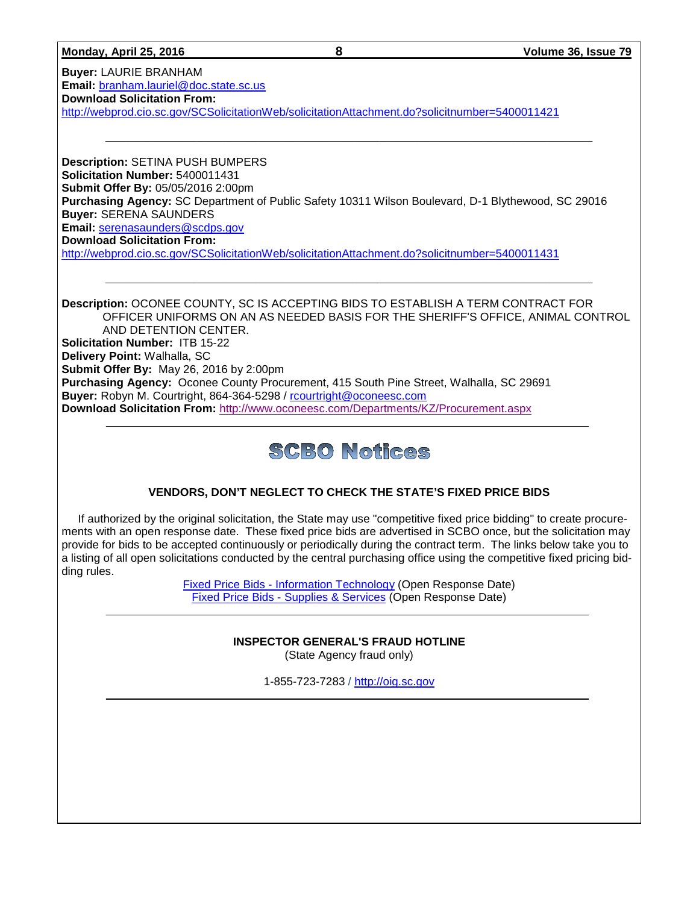**Buyer:** LAURIE BRANHAM
**Email:** branham.lauriel@doc.state.sc.us
**Download Solicitation From:**
http://webprod.cio.sc.gov/SCSolicitationWeb/solicitationAttachment.do?solicitnumber=5400011421

---

**Description:** SETINA PUSH BUMPERS
**Solicitation Number:** 5400011431
**Submit Offer By:** 05/05/2016 2:00pm
**Purchasing Agency:** SC Department of Public Safety 10311 Wilson Boulevard, D-1 Blythewood, SC 29016
**Buyer:** SERENA SAUNDERS
**Email:** serenasaunders@scdps.gov
**Download Solicitation From:**
http://webprod.cio.sc.gov/SCSolicitationWeb/solicitationAttachment.do?solicitnumber=5400011431

---

**Description:** OCONEE COUNTY, SC IS ACCEPTING BIDS TO ESTABLISH A TERM CONTRACT FOR OFFICER UNIFORMS ON AN AS NEEDED BASIS FOR THE SHERIFF'S OFFICE, ANIMAL CONTROL AND DETENTION CENTER.
**Solicitation Number:** ITB 15-22
**Delivery Point:** Walhalla, SC
**Submit Offer By:** May 26, 2016 by 2:00pm
**Purchasing Agency:** Oconee County Procurement, 415 South Pine Street, Walhalla, SC 29691
**Buyer:** Robyn M. Courtright, 864-364-5298 / rcourtright@oconeesc.com
**Download Solicitation From:** http://www.oconeesc.com/Departments/KZ/Procurement.aspx

---

# SCBO Notices

### VENDORS, DON'T NEGLECT TO CHECK THE STATE'S FIXED PRICE BIDS

If authorized by the original solicitation, the State may use "competitive fixed price bidding" to create procurements with an open response date. These fixed price bids are advertised in SCBO once, but the solicitation may provide for bids to be accepted continuously or periodically during the contract term. The links below take you to a listing of all open solicitations conducted by the central purchasing office using the competitive fixed pricing bidding rules.

Fixed Price Bids - Information Technology (Open Response Date)
Fixed Price Bids - Supplies & Services (Open Response Date)

---

### INSPECTOR GENERAL'S FRAUD HOTLINE

(State Agency fraud only)

1-855-723-7283 / http://oig.sc.gov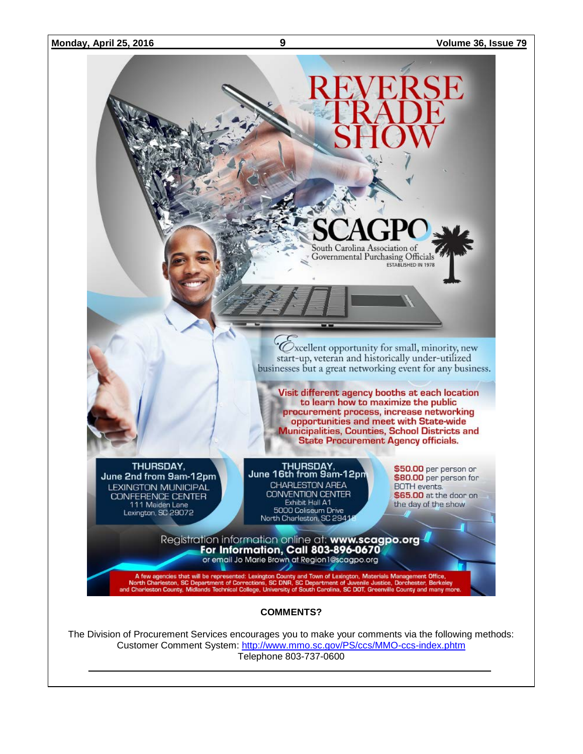# REVERSE TRADE SHOW

**SCAGPO**
South Carolina Association of Governmental Purchasing Officials
ESTABLISHED IN 1978

Excellent opportunity for small, minority, new start-up, veteran and historically under-utilized businesses but a great networking event for any business.

**Visit different agency booths at each location to learn how to maximize the public procurement process, increase networking opportunities and meet with State-wide Municipalities, Counties, School Districts and State Procurement Agency officials.**

**THURSDAY, June 2nd from 9am-12pm**
LEXINGTON MUNICIPAL CONFERENCE CENTER
111 Maiden Lane
Lexington, SC 29072

**THURSDAY, June 16th from 9am-12pm**
CHARLESTON AREA CONVENTION CENTER
Exhibit Hall A1
5000 Coliseum Drive
North Charleston, SC 29418

**$50.00** per person or **$80.00** per person for BOTH events.
**$65.00** at the door on the day of the show

Registration information online at: **www.scagpo.org**
**For Information, Call 803-896-0670**
or email Jo Marie Brown at Region1@scagpo.org

A few agencies that will be represented: Lexington County and Town of Lexington, Materials Management Office, North Charleston, SC Department of Corrections, SC DNR, SC Department of Juvenile Justice, Dorchester, Berkeley and Charleston County, Midlands Technical College, University of South Carolina, SC DOT, Greenville County and many more.

**COMMENTS?**

The Division of Procurement Services encourages you to make your comments via the following methods:
Customer Comment System: http://www.mmo.sc.gov/PS/ccs/MMO-ccs-index.phtm
Telephone 803-737-0600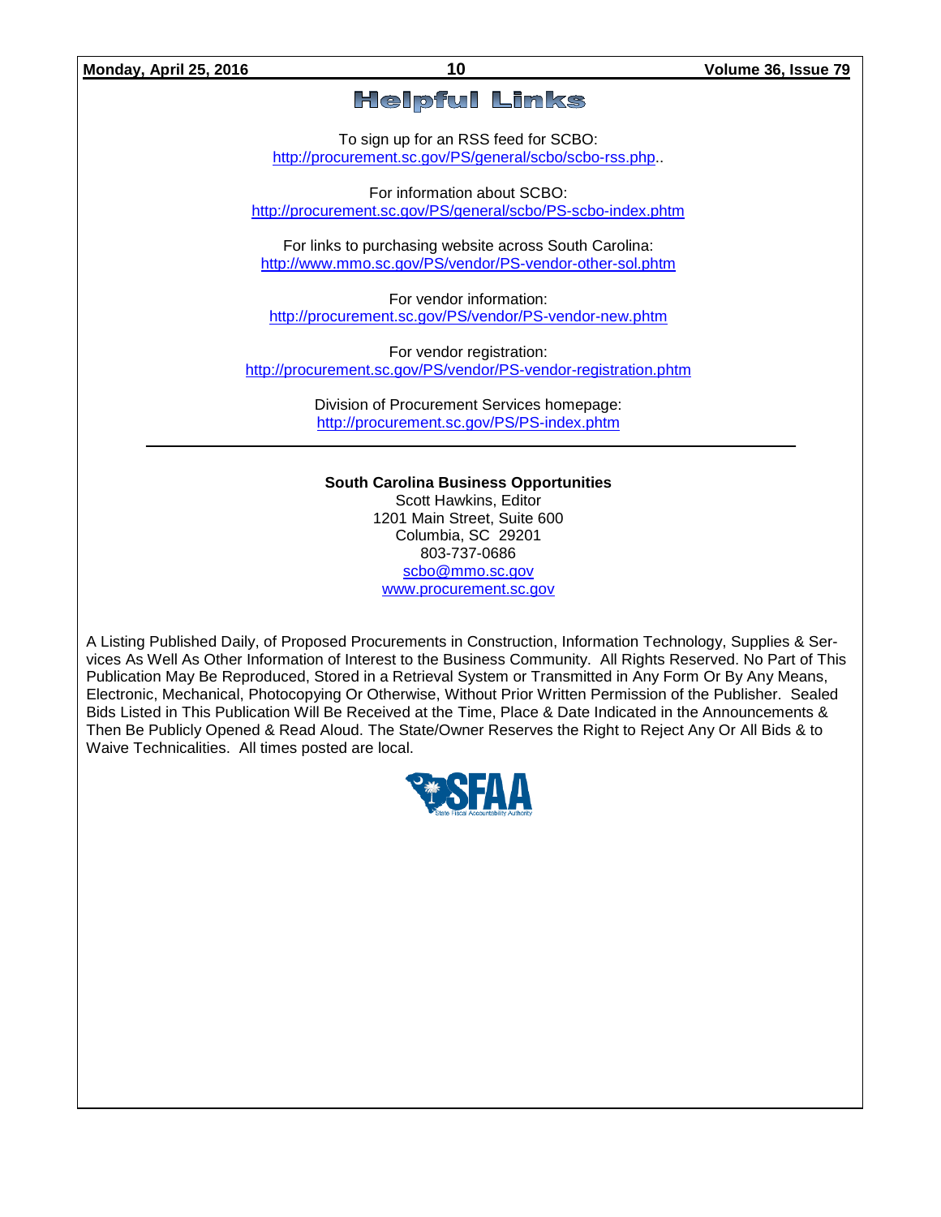# Helpful Links

To sign up for an RSS feed for SCBO:
http://procurement.sc.gov/PS/general/scbo/scbo-rss.php..

For information about SCBO:
http://procurement.sc.gov/PS/general/scbo/PS-scbo-index.phtm

For links to purchasing website across South Carolina:
http://www.mmo.sc.gov/PS/vendor/PS-vendor-other-sol.phtm

For vendor information:
http://procurement.sc.gov/PS/vendor/PS-vendor-new.phtm

For vendor registration:
http://procurement.sc.gov/PS/vendor/PS-vendor-registration.phtm

Division of Procurement Services homepage:
http://procurement.sc.gov/PS/PS-index.phtm

---

**South Carolina Business Opportunities**
Scott Hawkins, Editor
1201 Main Street, Suite 600
Columbia, SC 29201
803-737-0686
scbo@mmo.sc.gov
www.procurement.sc.gov

A Listing Published Daily, of Proposed Procurements in Construction, Information Technology, Supplies & Services As Well As Other Information of Interest to the Business Community. All Rights Reserved. No Part of This Publication May Be Reproduced, Stored in a Retrieval System or Transmitted in Any Form Or By Any Means, Electronic, Mechanical, Photocopying Or Otherwise, Without Prior Written Permission of the Publisher. Sealed Bids Listed in This Publication Will Be Received at the Time, Place & Date Indicated in the Announcements & Then Be Publicly Opened & Read Aloud. The State/Owner Reserves the Right to Reject Any Or All Bids & to Waive Technicalities. All times posted are local.

SFAA
State Fiscal Accountability Authority